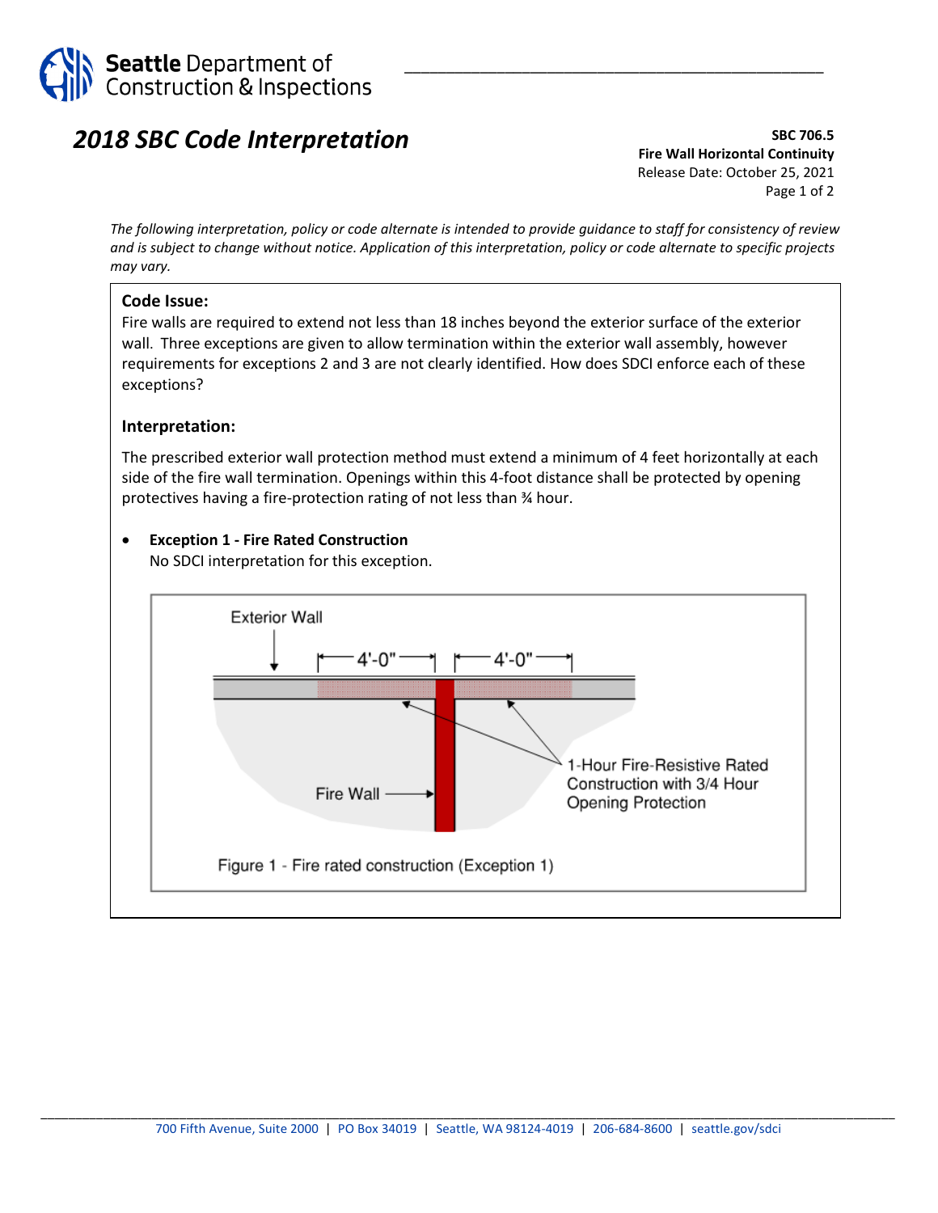# 2018 SBC Code Interpretation

**SBC 706.5**
**Fire Wall Horizontal Continuity**
Release Date: October 25, 2021

*The following interpretation, policy or code alternate is intended to provide guidance to staff for consistency of review and is subject to change without notice. Application of this interpretation, policy or code alternate to specific projects may vary.*

## Code Issue:

Fire walls are required to extend not less than 18 inches beyond the exterior surface of the exterior wall. Three exceptions are given to allow termination within the exterior wall assembly, however requirements for exceptions 2 and 3 are not clearly identified. How does SDCI enforce each of these exceptions?

## Interpretation:

The prescribed exterior wall protection method must extend a minimum of 4 feet horizontally at each side of the fire wall termination. Openings within this 4-foot distance shall be protected by opening protectives having a fire-protection rating of not less than ¾ hour.

- **Exception 1 - Fire Rated Construction**
  No SDCI interpretation for this exception.

Exterior Wall

4'-0" 4'-0"

Fire Wall

1-Hour Fire-Resistive Rated Construction with 3/4 Hour Opening Protection

Figure 1 - Fire rated construction (Exception 1)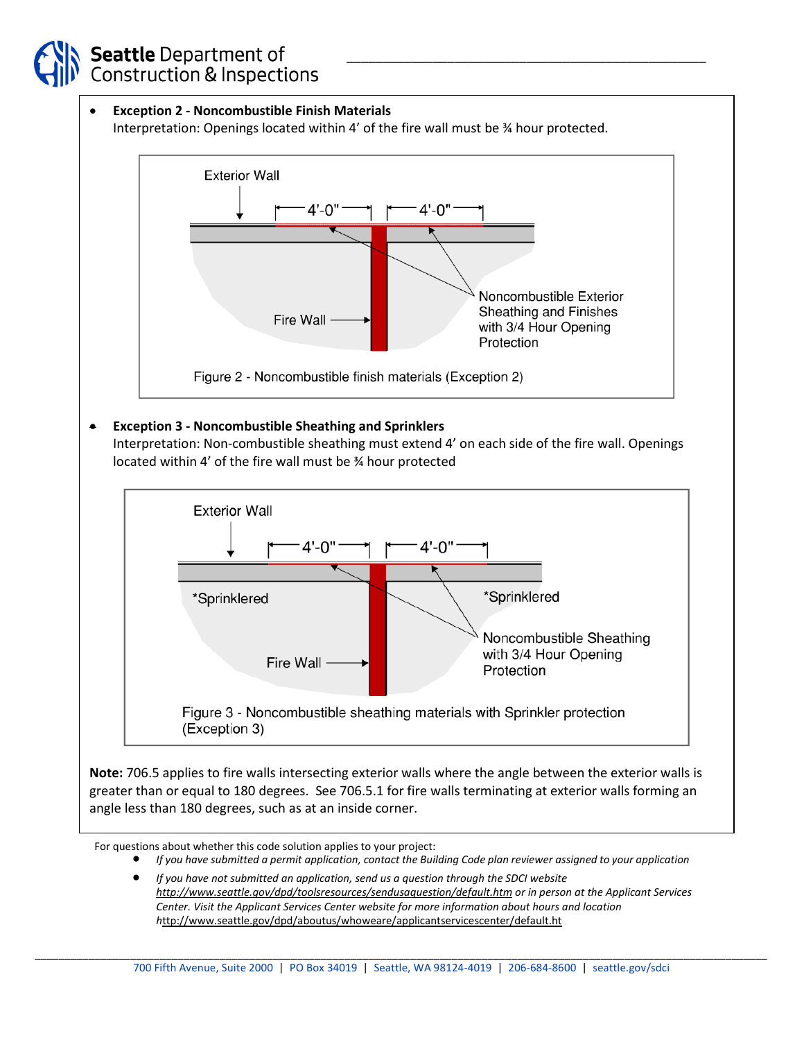- **Exception 2 - Noncombustible Finish Materials**
  Interpretation: Openings located within 4' of the fire wall must be ¾ hour protected.

Exterior Wall

4'-0" 4'-0"

Fire Wall

Noncombustible Exterior Sheathing and Finishes with 3/4 Hour Opening Protection

Figure 2 - Noncombustible finish materials (Exception 2)

- **Exception 3 - Noncombustible Sheathing and Sprinklers**
  Interpretation: Non-combustible sheathing must extend 4' on each side of the fire wall. Openings located within 4' of the fire wall must be ¾ hour protected

Exterior Wall

4'-0" 4'-0"

*Sprinklered

*Sprinklered

Fire Wall

Noncombustible Sheathing with 3/4 Hour Opening Protection

Figure 3 - Noncombustible sheathing materials with Sprinkler protection (Exception 3)

**Note:** 706.5 applies to fire walls intersecting exterior walls where the angle between the exterior walls is greater than or equal to 180 degrees. See 706.5.1 for fire walls terminating at exterior walls forming an angle less than 180 degrees, such as at an inside corner.

For questions about whether this code solution applies to your project:

- *If you have submitted a permit application, contact the Building Code plan reviewer assigned to your application*
- *If you have not submitted an application, send us a question through the SDCI website http://www.seattle.gov/dpd/toolsresources/sendusaquestion/default.htm or in person at the Applicant Services Center. Visit the Applicant Services Center website for more information about hours and location http://www.seattle.gov/dpd/aboutus/whoweare/applicantservicescenter/default.ht*